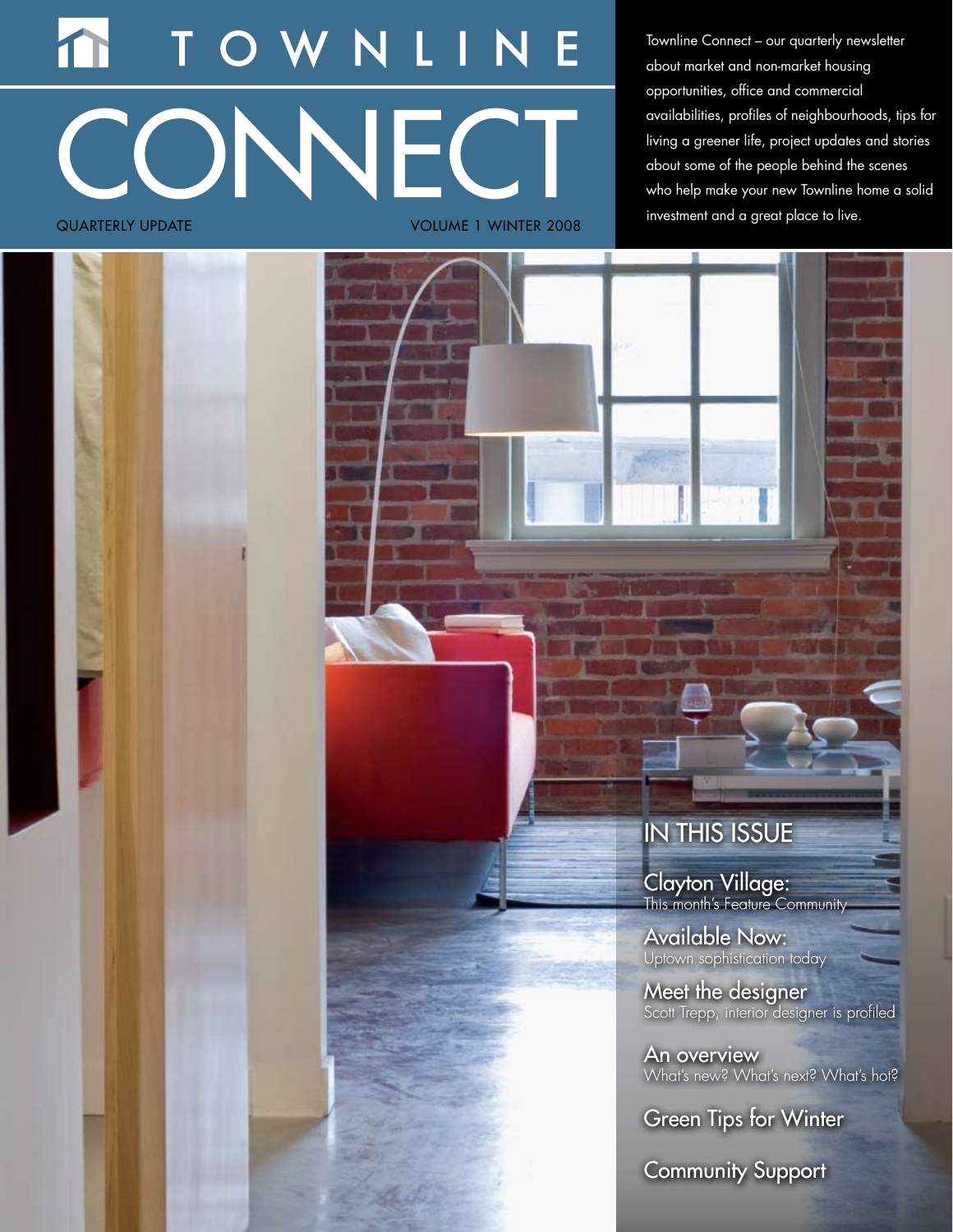# TOWNLINE CONNECT

QUARTERLY UPDATE

VOLUME 1 WINTER 2008

Townline Connect – our quarterly newsletter about market and non-market housing opportunities, office and commercial availabilities, profiles of neighbourhoods, tips for living a greener life, project updates and stories about some of the people behind the scenes who help make your new Townline home a solid investment and a great place to live.

## IN THIS ISSUE

**Clayton Village:**
This month's Feature Community

**Available Now:**
Uptown sophistication today

**Meet the designer**
Scott Trepp, interior designer is profiled

**An overview**
What's new? What's next? What's hot?

**Green Tips for Winter**

**Community Support**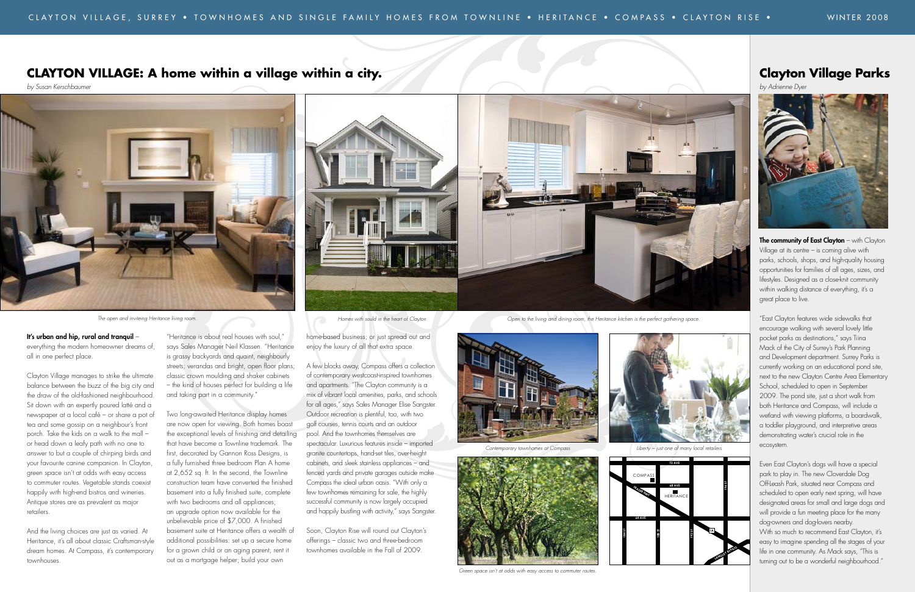# CLAYTON VILLAGE: A home within a village within a city.

*by Susan Kerschbaumer*

*The open and inviteing Heritance living room.*

*Homes with sould in the heart of Clayton*

*Open to the living and dining room, the Heritance kitchen is the perfect gathering space.*

**It's urban and hip, rural and tranquil** – everything the modern homeowner dreams of, all in one perfect place.

Clayton Village manages to strike the ultimate balance between the buzz of the big city and the draw of the old-fashioned neighbourhood. Sit down with an expertly poured latté and a newspaper at a local café – or share a pot of tea and some gossip on a neighbour's front porch. Take the kids on a walk to the mall – or head down a leafy path with no one to answer to but a couple of chirping birds and your favourite canine companion. In Clayton, green space isn't at odds with easy access to commuter routes. Vegetable stands coexist happily with high-end bistros and wineries. Antique stores are as prevalent as major retailers.

And the living choices are just as varied. At Heritance, it's all about classic Craftsman-style dream homes. At Compass, it's contemporary townhouses.

"Heritance is about real houses with soul," says Sales Manager Neil Klassen. "Heritance is grassy backyards and quaint, neighbourly streets; verandas and bright, open floor plans; classic crown moulding and shaker cabinets – the kind of houses perfect for building a life and taking part in a community."

Two long-awaited Heritance display homes are now open for viewing. Both homes boast the exceptional levels of finishing and detailing that have become a Townline trademark. The first, decorated by Gannon Ross Designs, is a fully furnished three bedroom Plan A home at 2,652 sq. ft. In the second, the Townline construction team have converted the finished basement into a fully finished suite, complete with two bedrooms and all appliances; an upgrade option now available for the unbelievable price of $7,000. A finished basement suite at Heritance offers a wealth of additional possibilities: set up a secure home for a grown child or an aging parent; rent it out as a mortgage helper; build your own home-based business; or just spread out and enjoy the luxury of all that extra space.

A few blocks away, Compass offers a collection of contemporary westcoast-inspired townhomes and apartments. "The Clayton community is a mix of vibrant local amenities, parks, and schools for all ages," says Sales Manager Elise Sangster. Outdoor recreation is plentiful, too, with two golf courses, tennis courts and an outdoor pool. And the townhomes themselves are spectacular. Luxurious features inside – imported granite countertops, hand-set tiles, over-height cabinets, and sleek stainless appliances – and fenced yards and private garages outside make Compass the ideal urban oasis. "With only a few townhomes remaining for sale, the highly successful community is now largely occupied and happily bustling with activity," says Sangster.

Soon, Clayton Rise will round out Clayton's offerings – classic two and three-bedroom townhomes available in the Fall of 2009.

*Contemporary townhomes at Compass*

*Liberty – just one of many local retailers*

*Green space isn't at odds with easy access to commuter routes.*

72 AVE · COMPASS · 68 AVE · HERITANCE · 64 AVE · FRASER HWY · 1A · LANGLEY BYPASS

# Clayton Village Parks

*by Adrienne Dyer*

**The community of East Clayton** – with Clayton Village at its centre – is coming alive with parks, schools, shops, and high-quality housing opportunities for families of all ages, sizes, and lifestyles. Designed as a close-knit community within walking distance of everything, it's a great place to live.

"East Clayton features wide sidewalks that encourage walking with several lovely little pocket parks as destinations," says Tiina Mack of the City of Surrey's Park Planning and Development department. Surrey Parks is currently working on an educational pond site, next to the new Clayton Centre Area Elementary School, scheduled to open in September 2009. The pond site, just a short walk from both Heritance and Compass, will include a wetland with viewing platforms, a boardwalk, a toddler playground, and interpretive areas demonstrating water's crucial role in the ecosystem.

Even East Clayton's dogs will have a special park to play in. The new Cloverdale Dog Off-Leash Park, situated near Compass and scheduled to open early next spring, will have designated areas for small and large dogs and will provide a fun meeting place for the many dog-owners and dog-lovers nearby. With so much to recommend East Clayton, it's easy to imagine spending all the stages of your life in one community. As Mack says, "This is turning out to be a wonderful neighbourhood."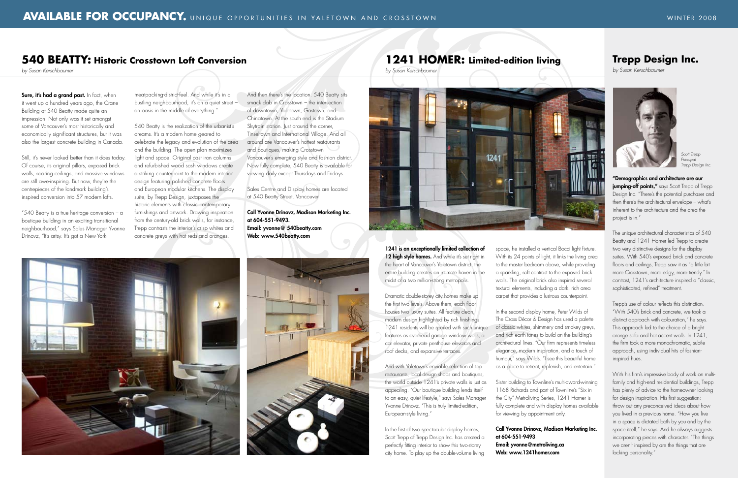# AVAILABLE FOR OCCUPANCY. UNIQUE OPPORTUNITIES IN YALETOWN AND CROSSTOWN

WINTER 2008

## 540 BEATTY: Historic Crosstown Loft Conversion

*by Susan Kerschbaumer*

**Sure, it's had a grand past.** In fact, when it went up a hundred years ago, the Crane Building at 540 Beatty made quite an impression. Not only was it set amongst some of Vancouver's most historically and economically significant structures, but it was also the largest concrete building in Canada.

Still, it's never looked better than it does today. Of course, its original pillars, exposed brick walls, soaring ceilings, and massive windows are still awe-inspiring. But now, they're the centrepieces of the landmark building's inspired conversion into 57 modern lofts.

"540 Beatty is a true heritage conversion – a boutique building in an exciting transitional neighbourhood," says Sales Manager Yvonne Drinovz, "It's artsy. It's got a New-York-meatpacking-district-feel. And while it's in a bustling neighbourhood, it's on a quiet street – an oasis in the middle of everything."

540 Beatty is the realization of the urbanist's dreams. It's a modern home geared to celebrate the legacy and evolution of the area and the building. The open plan maximizes light and space. Original cast iron columns and refurbished wood sash windows create a striking counterpoint to the modern interior design featuring polished concrete floors and European modular kitchens. The display suite, by Trepp Design, juxtaposes the historic elements with classic contemporary furnishings and artwork. Drawing inspiration from the century-old brick walls, for instance, Trepp contrasts the interior's crisp whites and concrete greys with hot reds and oranges.

And then there's the location. 540 Beatty sits smack dab in Crosstown – the intersection of downtown, Yaletown, Gastown, and Chinatown. At the south end is the Stadium Skytrain station. Just around the corner, Tinseltown and International Village. And all around are Vancouver's hottest restaurants and boutiques, making Crosstown Vancouver's emerging style and fashion district. Now fully complete, 540 Beatty is available for viewing daily except Thursdays and Fridays.

Sales Centre and Display homes are located at 540 Beatty Street, Vancouver

**Call Yvonne Drinovz, Madison Marketing Inc. at 604-551-9493.**
**Email: yvonne@ 540beatty.com**
**Web: www.540beatty.com**

## 1241 HOMER: Limited-edition living

*by Susan Kerschbaumer*

**1241 is an exceptionally limited collection of 12 high style homes.** And while it's set right in the heart of Vancouver's Yaletown district, the entire building creates an intimate haven in the midst of a two million-strong metropolis.

Dramatic double-storey city homes make up the first two levels. Above them, each floor houses two luxury suites. All feature clean, modern design highlighted by rich finishings. 1241 residents will be spoiled with such unique features as overhead garage window walls, a car elevator, private penthouse elevators and roof decks, and expansive terraces.

And with Yaletown's enviable selection of top restaurants, local design shops and boutiques, the world outside 1241's private walls is just as appealing. "Our boutique building lends itself to an easy, quiet lifestyle," says Sales Manager Yvonne Drinovz. "This is truly limited-edition, European-style living."

In the first of two spectacular display homes, Scott Trepp of Trepp Design Inc. has created a perfectly fitting interior to show this two-storey city home. To play up the double-volume living space, he installed a vertical Bocci light fixture. With its 24 points of light, it links the living area to the master bedroom above, while providing a sparkling, soft contrast to the exposed brick walls. The original brick also inspired several textural elements, including a dark, rich area carpet that provides a lustrous counterpoint.

In the second display home, Peter Wilds of The Cross Décor & Design has used a palette of classic whites, shimmery and smokey greys, and rich earth tones to build on the building's architectural lines. "Our firm represents timeless elegance, modern inspiration, and a touch of humour," says Wilds. "I see this beautiful home as a place to retreat, replenish, and entertain."

Sister building to Townline's multi-award-winning 1168 Richards and part of Townline's "Six in the City" Metroliving Series, 1241 Homer is fully complete and with display homes available for viewing by appointment only.

**Call Yvonne Drinovz, Madison Marketing Inc. at 604-551-9493**
**Email: yvonne@metroliving.ca**
**Web: www.1241homer.com**

## Trepp Design Inc.

*by Susan Kerschbaumer*

*Scott Trepp*
*Principal*
*Trepp Design Inc.*

**"Demographics and architecture are our jumping-off points,"** says Scott Trepp of Trepp Design Inc. "There's the potential purchaser and then there's the architectural envelope – what's inherent to the architecture and the area the project is in."

The unique architectural characteristics of 540 Beatty and 1241 Homer led Trepp to create two very distinctive designs for the display suites. With 540's exposed brick and concrete floors and ceilings, Trepp saw it as "a little bit more Crosstown, more edgy, more trendy." In contrast, 1241's architecture inspired a "classic, sophisticated, refined" treatment.

Trepp's use of colour reflects this distinction. "With 540's brick and concrete, we took a distinct approach with colouration," he says. This approach led to the choice of a bright orange sofa and hot accent walls. In 1241, the firm took a more monochromatic, subtle approach, using individual hits of fashion-inspired hues.

With his firm's impressive body of work on multi-family and high-end residential buildings, Trepp has plenty of advice to the homeowner looking for design inspiration. His first suggestion: throw out any preconceived ideas about how you lived in a previous home. "How you live in a space is dictated both by you and by the space itself," he says. And he always suggests incorporating pieces with character. "The things we aren't inspired by are the things that are lacking personality."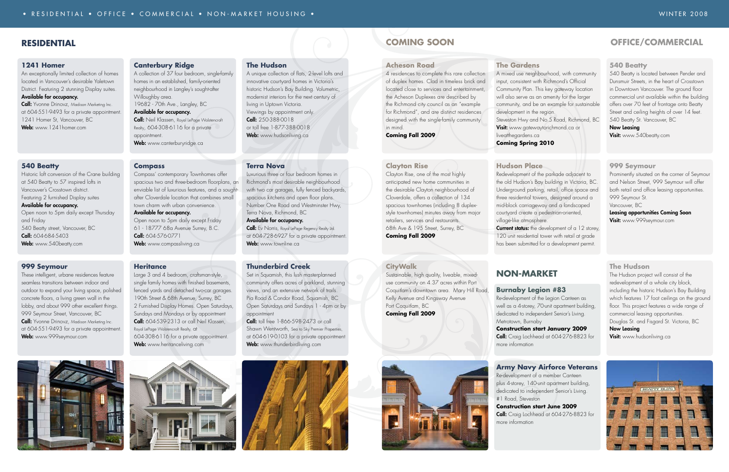## RESIDENTIAL

### 1241 Homer

An exceptionally limited collection of homes located in Vancouver's desirable Yaletown District. Featuring 2 stunning Display suites.

**Available for occupancy.**

**Call:** Yvonne Drinovz, Madison Marketing Inc. at 604-551-9493 for a private appointment.

1241 Homer St, Vancouver, BC

**Web:** www.1241homer.com

### Canterbury Ridge

A collection of 37 four bedroom, single-family homes in an established, family-oriented neighbourhood in Langley's sought-after Willoughby area.

19682 - 70th Ave., Langley, BC

**Available for occupancy.**

**Call:** Neil Klassen, Royal LePage Wolstencroft Realty, 604-308-6116 for a private appointment.

**Web:** www.canterburyridge.ca

### The Hudson

A unique collection of flats, 2-level lofts and innovative courtyard homes in Victoria's historic Hudson's Bay Building. Volumetric, modernist interiors for the next century of living in Uptown Victoria.

Viewings by appointment only.

**Call:** 250-388-0018 or toll free 1-877-388-0018

**Web:** www.hudsonliving.ca

### 540 Beatty

Historic loft conversion of the Crane building at 540 Beatty to 57 inspired lofts in Vancouver's Crosstown district.

Featuring 2 furnished Display suites

**Available for occupancy.**

Open noon to 5pm daily except Thursday and Friday

540 Beatty street, Vancouver, BC

**Call:** 604-684-5403

**Web:** www.540beatty.com

### Compass

Compass' contemporary Townhomes offer spacious two and three-bedroom floorplans, an enviable list of luxurious features, and a sought-after Cloverdale location that combines small town charm with urban convenience.

**Available for occupancy.**

Open noon to 5pm daily except Friday

61 - 18777 68a Avenue Surrey, B.C.

**Call:** 604-576-0771

**Web:** www.compassliving.ca

### Terra Nova

Luxurious three or four bedroom homes in Richmond's most desirable neighbourhood with two car garages, fully fenced backyards, spacious kitchens and open floor plans.

Number One Road and Westminster Hwy, Terra Nova, Richmond, BC

**Available for occupancy.**

**Call:** Ev Norris, Royal LePage Regency Realty Ltd. at 604-728-6927 for a private appointment.

**Web:** www.townline.ca

### 999 Seymour

These intelligent, urbane residences feature seamless transitions between indoor and outdoor to expand your living space, polished concrete floors, a living green wall in the lobby, and about 999 other excellent things.

999 Seymour Street, Vancouver, BC

**Call:** Yvonne Drinovz, Madison Marketing Inc. at 604-551-9493 for a private appointment.

**Web:** www.999seymour.com

### Heritance

Large 3 and 4 bedroom, craftsman-style, single family homes with finished basements, fenced yards and detached two-car garages.

190th Street & 68th Avenue, Surrey, BC

2 Furnished Display Homes. Open Saturdays, Sundays and Mondays or by appointment

**Call:** 604-539-2313 or call Neil Klassen, Royal LePage Wolstencroft Realty, at 604-308-6116 for a private appointment.

**Web:** www.heritanceliving.com

### Thunderbird Creek

Set in Squamish, this lush masterplanned community offers acres of parkland, stunning views, and an extensive network of trails.

Pia Road & Condor Road, Squamish, BC

Open Saturdays and Sundays 1 - 4pm or by appointment

**Call:** toll free 1-866-598-2473 or call Shawn Wentworth, Sea to Sky Premier Properties, at 604-619-0103 for a private appointment

**Web:** www.thunderbirdliving.com

## COMING SOON

### Acheson Road

4 residences to complete this rare collection of duplex homes. Clad in timeless brick and located close to services and entertainment, the Acheson Duplexes are described by the Richmond city council as an "example for Richmond", and are distinct residences designed with the single-family community in mind.

**Coming Fall 2009**

### The Gardens

A mixed use neighbourhood, with community input, consistent with Richmond's Official Community Plan. This key gateway location will also serve as an amenity for the larger community, and be an example for sustainable development in the region.

Steveston Hwy and No.5 Road, Richmond, BC

**Visit:** www.gatewaytorichmond.ca or livea​thegardens.ca

**Coming Spring 2010**

### Clayton Rise

Clayton Rise, one of the most highly anticipated new home communities in the desirable Clayton neighbourhood of Cloverdale, offers a collection of 134 spacious townhomes (including 8 duplex-style townhomes) minutes away from major retailers, services and restaurants.

68th Ave & 195 Street, Surrey, BC

**Coming Fall 2009**

### Hudson Place

Redevelopment of the parkade adjacent to the old Hudson's Bay building in Victoria, BC. Underground parking, retail, office space and three residential towers, designed around a mid-block carriageway and a landscaped courtyard create a pedestrian-oriented, village-like atmosphere.

**Current status:** the development of a 12 storey, 120 unit residential tower with retail at grade has been submitted for a development permit.

### CityWalk

Sustainable, high quality, liveable, mixed-use community on 4.37 acres within Port Coquitlam's downtown area. Mary Hill Road, Kelly Avenue and Kingsway Avenue

Port Coquitlam, BC

**Coming Fall 2009**

## NON-MARKET

### Burnaby Legion #83

Redevelopment of the Legion Canteen as well as a 4-storey, 70-unit apartment building, dedicated to independent Senior's Living.

Metrotown, Burnaby

**Construction start January 2009**

**Call:** Craig Lochhead at 604-276-8823 for more information

### Army Navy Airforce Veterans

Re-development of a member Canteen plus 4-storey, 140-unit apartment building, dedicated to independent Senior's Living.

#1 Road, Steveston

**Construction start June 2009**

**Call:** Craig Lochhead at 604-276-8823 for more information

## OFFICE/COMMERCIAL

### 540 Beatty

540 Beatty is located between Pender and Dunsmuir Streets, in the heart of Crosstown in Downtown Vancouver. The ground floor commercial unit available within the building offers over 70 feet of frontage onto Beatty Street and ceiling heights of over 14 feet.

540 Beatty St. Vancouver, BC

**Now Leasing**

**Visit:** www.540beatty.com

### 999 Seymour

Prominently situated on the corner of Seymour and Nelson Streets, 999 Seymour will offer both retail and office leasing opportunities.

999 Seymour St.

Vancouver, BC

**Leasing opportunities Coming Soon**

**Visit:** www.999seymour.com

### The Hudson

The Hudson project will consist of the redevelopment of a whole city block, including the historic Hudson's Bay Building which features 17 foot ceilings on the ground floor. This project features a wide range of commercial leasing opportunities.

Douglas St. and Fisgard St. Victoria, BC

**Now Leasing**

**Visit:** www.hudsonliving.ca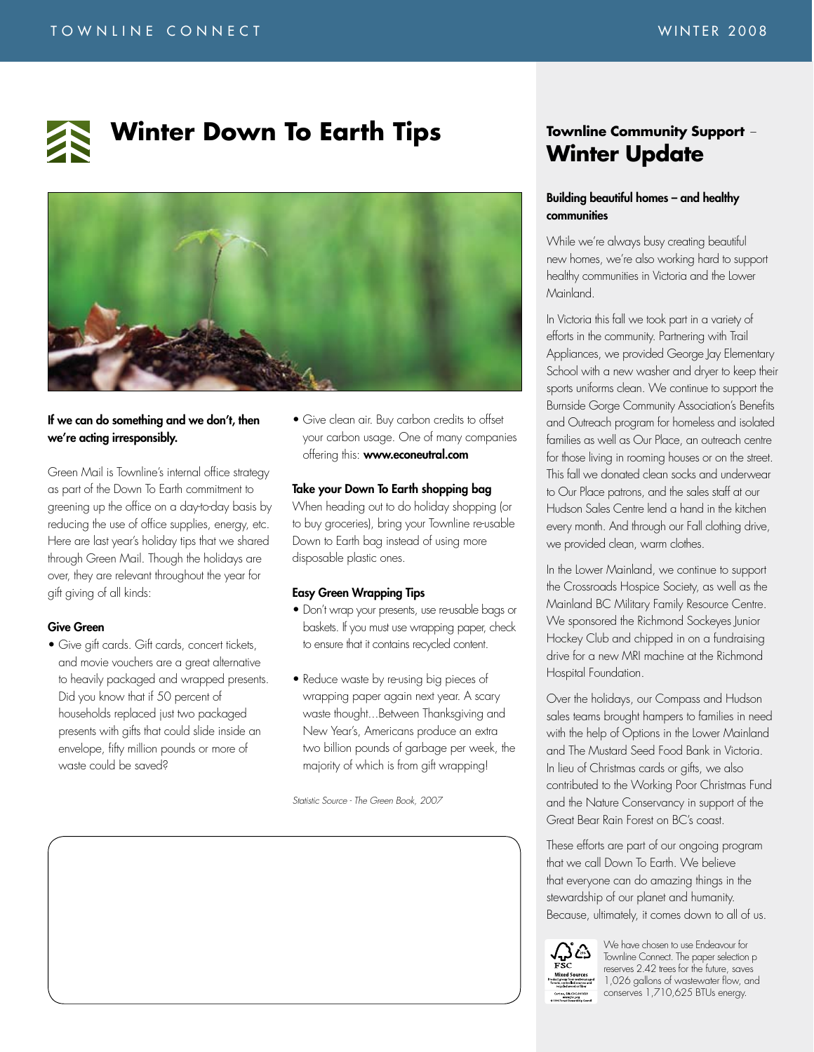# Winter Down To Earth Tips

**If we can do something and we don't, then we're acting irresponsibly.**

Green Mail is Townline's internal office strategy as part of the Down To Earth commitment to greening up the office on a day-to-day basis by reducing the use of office supplies, energy, etc. Here are last year's holiday tips that we shared through Green Mail. Though the holidays are over, they are relevant throughout the year for gift giving of all kinds:

**Give Green**

- Give gift cards. Gift cards, concert tickets, and movie vouchers are a great alternative to heavily packaged and wrapped presents. Did you know that if 50 percent of households replaced just two packaged presents with gifts that could slide inside an envelope, fifty million pounds or more of waste could be saved?
- Give clean air. Buy carbon credits to offset your carbon usage. One of many companies offering this: **www.econeutral.com**

**Take your Down To Earth shopping bag**

When heading out to do holiday shopping (or to buy groceries), bring your Townline re-usable Down to Earth bag instead of using more disposable plastic ones.

**Easy Green Wrapping Tips**

- Don't wrap your presents, use re-usable bags or baskets. If you must use wrapping paper, check to ensure that it contains recycled content.
- Reduce waste by re-using big pieces of wrapping paper again next year. A scary waste thought...Between Thanksgiving and New Year's, Americans produce an extra two billion pounds of garbage per week, the majority of which is from gift wrapping!

*Statistic Source - The Green Book, 2007*

## Townline Community Support – Winter Update

**Building beautiful homes – and healthy communities**

While we're always busy creating beautiful new homes, we're also working hard to support healthy communities in Victoria and the Lower Mainland.

In Victoria this fall we took part in a variety of efforts in the community. Partnering with Trail Appliances, we provided George Jay Elementary School with a new washer and dryer to keep their sports uniforms clean. We continue to support the Burnside Gorge Community Association's Benefits and Outreach program for homeless and isolated families as well as Our Place, an outreach centre for those living in rooming houses or on the street. This fall we donated clean socks and underwear to Our Place patrons, and the sales staff at our Hudson Sales Centre lend a hand in the kitchen every month. And through our Fall clothing drive, we provided clean, warm clothes.

In the Lower Mainland, we continue to support the Crossroads Hospice Society, as well as the Mainland BC Military Family Resource Centre. We sponsored the Richmond Sockeyes Junior Hockey Club and chipped in on a fundraising drive for a new MRI machine at the Richmond Hospital Foundation.

Over the holidays, our Compass and Hudson sales teams brought hampers to families in need with the help of Options in the Lower Mainland and The Mustard Seed Food Bank in Victoria. In lieu of Christmas cards or gifts, we also contributed to the Working Poor Christmas Fund and the Nature Conservancy in support of the Great Bear Rain Forest on BC's coast.

These efforts are part of our ongoing program that we call Down To Earth. We believe that everyone can do amazing things in the stewardship of our planet and humanity. Because, ultimately, it comes down to all of us.

FSC Mixed Sources

We have chosen to use Endeavour for Townline Connect. The paper selection p reserves 2.42 trees for the future, saves 1,026 gallons of wastewater flow, and conserves 1,710,625 BTUs energy.